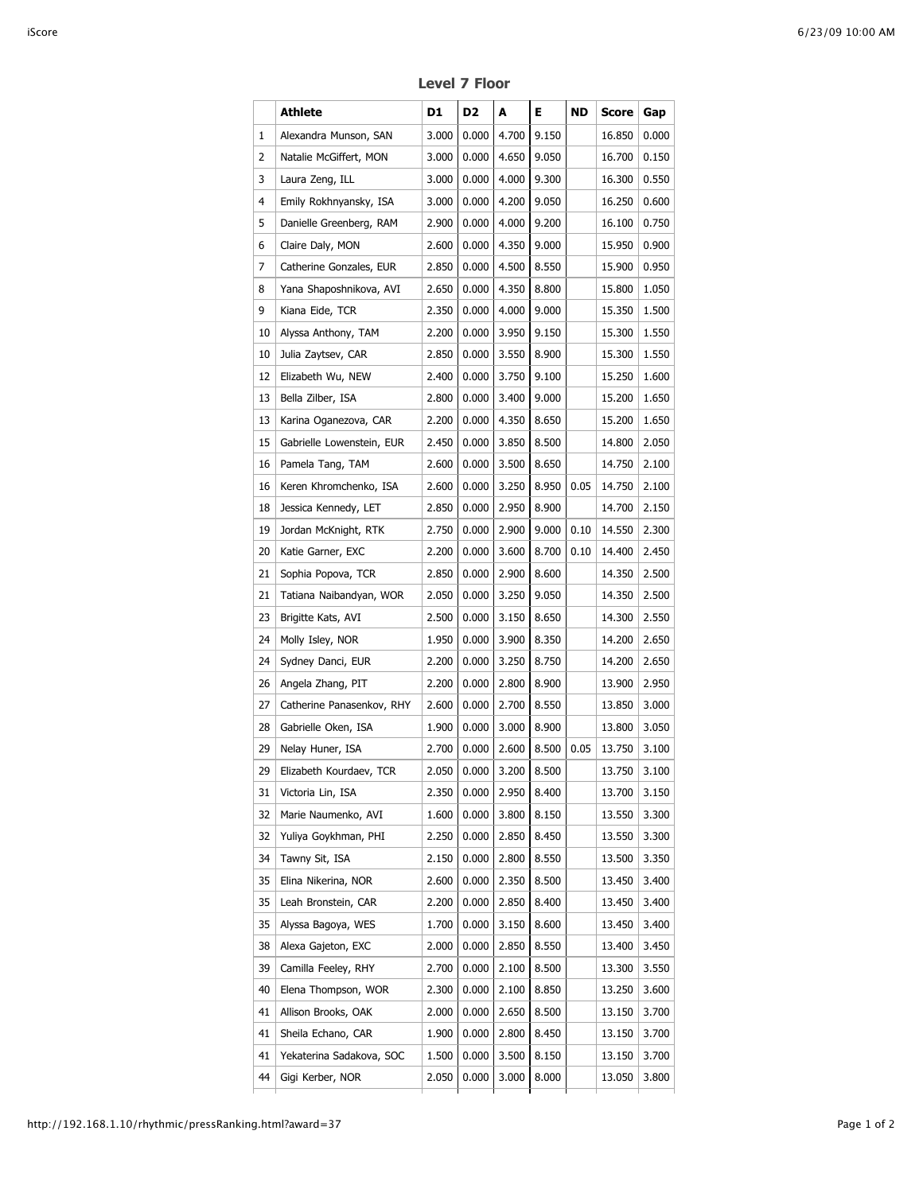## Level 7 Floor

| | Athlete | D1 | D2 | A | E | ND | Score | Gap |
|---|---|---|---|---|---|---|---|---|
| 1 | Alexandra Munson, SAN | 3.000 | 0.000 | 4.700 | 9.150 | | 16.850 | 0.000 |
| 2 | Natalie McGiffert, MON | 3.000 | 0.000 | 4.650 | 9.050 | | 16.700 | 0.150 |
| 3 | Laura Zeng, ILL | 3.000 | 0.000 | 4.000 | 9.300 | | 16.300 | 0.550 |
| 4 | Emily Rokhnyansky, ISA | 3.000 | 0.000 | 4.200 | 9.050 | | 16.250 | 0.600 |
| 5 | Danielle Greenberg, RAM | 2.900 | 0.000 | 4.000 | 9.200 | | 16.100 | 0.750 |
| 6 | Claire Daly, MON | 2.600 | 0.000 | 4.350 | 9.000 | | 15.950 | 0.900 |
| 7 | Catherine Gonzales, EUR | 2.850 | 0.000 | 4.500 | 8.550 | | 15.900 | 0.950 |
| 8 | Yana Shaposhnikova, AVI | 2.650 | 0.000 | 4.350 | 8.800 | | 15.800 | 1.050 |
| 9 | Kiana Eide, TCR | 2.350 | 0.000 | 4.000 | 9.000 | | 15.350 | 1.500 |
| 10 | Alyssa Anthony, TAM | 2.200 | 0.000 | 3.950 | 9.150 | | 15.300 | 1.550 |
| 10 | Julia Zaytsev, CAR | 2.850 | 0.000 | 3.550 | 8.900 | | 15.300 | 1.550 |
| 12 | Elizabeth Wu, NEW | 2.400 | 0.000 | 3.750 | 9.100 | | 15.250 | 1.600 |
| 13 | Bella Zilber, ISA | 2.800 | 0.000 | 3.400 | 9.000 | | 15.200 | 1.650 |
| 13 | Karina Oganezova, CAR | 2.200 | 0.000 | 4.350 | 8.650 | | 15.200 | 1.650 |
| 15 | Gabrielle Lowenstein, EUR | 2.450 | 0.000 | 3.850 | 8.500 | | 14.800 | 2.050 |
| 16 | Pamela Tang, TAM | 2.600 | 0.000 | 3.500 | 8.650 | | 14.750 | 2.100 |
| 16 | Keren Khromchenko, ISA | 2.600 | 0.000 | 3.250 | 8.950 | 0.05 | 14.750 | 2.100 |
| 18 | Jessica Kennedy, LET | 2.850 | 0.000 | 2.950 | 8.900 | | 14.700 | 2.150 |
| 19 | Jordan McKnight, RTK | 2.750 | 0.000 | 2.900 | 9.000 | 0.10 | 14.550 | 2.300 |
| 20 | Katie Garner, EXC | 2.200 | 0.000 | 3.600 | 8.700 | 0.10 | 14.400 | 2.450 |
| 21 | Sophia Popova, TCR | 2.850 | 0.000 | 2.900 | 8.600 | | 14.350 | 2.500 |
| 21 | Tatiana Naibandyan, WOR | 2.050 | 0.000 | 3.250 | 9.050 | | 14.350 | 2.500 |
| 23 | Brigitte Kats, AVI | 2.500 | 0.000 | 3.150 | 8.650 | | 14.300 | 2.550 |
| 24 | Molly Isley, NOR | 1.950 | 0.000 | 3.900 | 8.350 | | 14.200 | 2.650 |
| 24 | Sydney Danci, EUR | 2.200 | 0.000 | 3.250 | 8.750 | | 14.200 | 2.650 |
| 26 | Angela Zhang, PIT | 2.200 | 0.000 | 2.800 | 8.900 | | 13.900 | 2.950 |
| 27 | Catherine Panasenkov, RHY | 2.600 | 0.000 | 2.700 | 8.550 | | 13.850 | 3.000 |
| 28 | Gabrielle Oken, ISA | 1.900 | 0.000 | 3.000 | 8.900 | | 13.800 | 3.050 |
| 29 | Nelay Huner, ISA | 2.700 | 0.000 | 2.600 | 8.500 | 0.05 | 13.750 | 3.100 |
| 29 | Elizabeth Kourdaev, TCR | 2.050 | 0.000 | 3.200 | 8.500 | | 13.750 | 3.100 |
| 31 | Victoria Lin, ISA | 2.350 | 0.000 | 2.950 | 8.400 | | 13.700 | 3.150 |
| 32 | Marie Naumenko, AVI | 1.600 | 0.000 | 3.800 | 8.150 | | 13.550 | 3.300 |
| 32 | Yuliya Goykhman, PHI | 2.250 | 0.000 | 2.850 | 8.450 | | 13.550 | 3.300 |
| 34 | Tawny Sit, ISA | 2.150 | 0.000 | 2.800 | 8.550 | | 13.500 | 3.350 |
| 35 | Elina Nikerina, NOR | 2.600 | 0.000 | 2.350 | 8.500 | | 13.450 | 3.400 |
| 35 | Leah Bronstein, CAR | 2.200 | 0.000 | 2.850 | 8.400 | | 13.450 | 3.400 |
| 35 | Alyssa Bagoya, WES | 1.700 | 0.000 | 3.150 | 8.600 | | 13.450 | 3.400 |
| 38 | Alexa Gajeton, EXC | 2.000 | 0.000 | 2.850 | 8.550 | | 13.400 | 3.450 |
| 39 | Camilla Feeley, RHY | 2.700 | 0.000 | 2.100 | 8.500 | | 13.300 | 3.550 |
| 40 | Elena Thompson, WOR | 2.300 | 0.000 | 2.100 | 8.850 | | 13.250 | 3.600 |
| 41 | Allison Brooks, OAK | 2.000 | 0.000 | 2.650 | 8.500 | | 13.150 | 3.700 |
| 41 | Sheila Echano, CAR | 1.900 | 0.000 | 2.800 | 8.450 | | 13.150 | 3.700 |
| 41 | Yekaterina Sadakova, SOC | 1.500 | 0.000 | 3.500 | 8.150 | | 13.150 | 3.700 |
| 44 | Gigi Kerber, NOR | 2.050 | 0.000 | 3.000 | 8.000 | | 13.050 | 3.800 |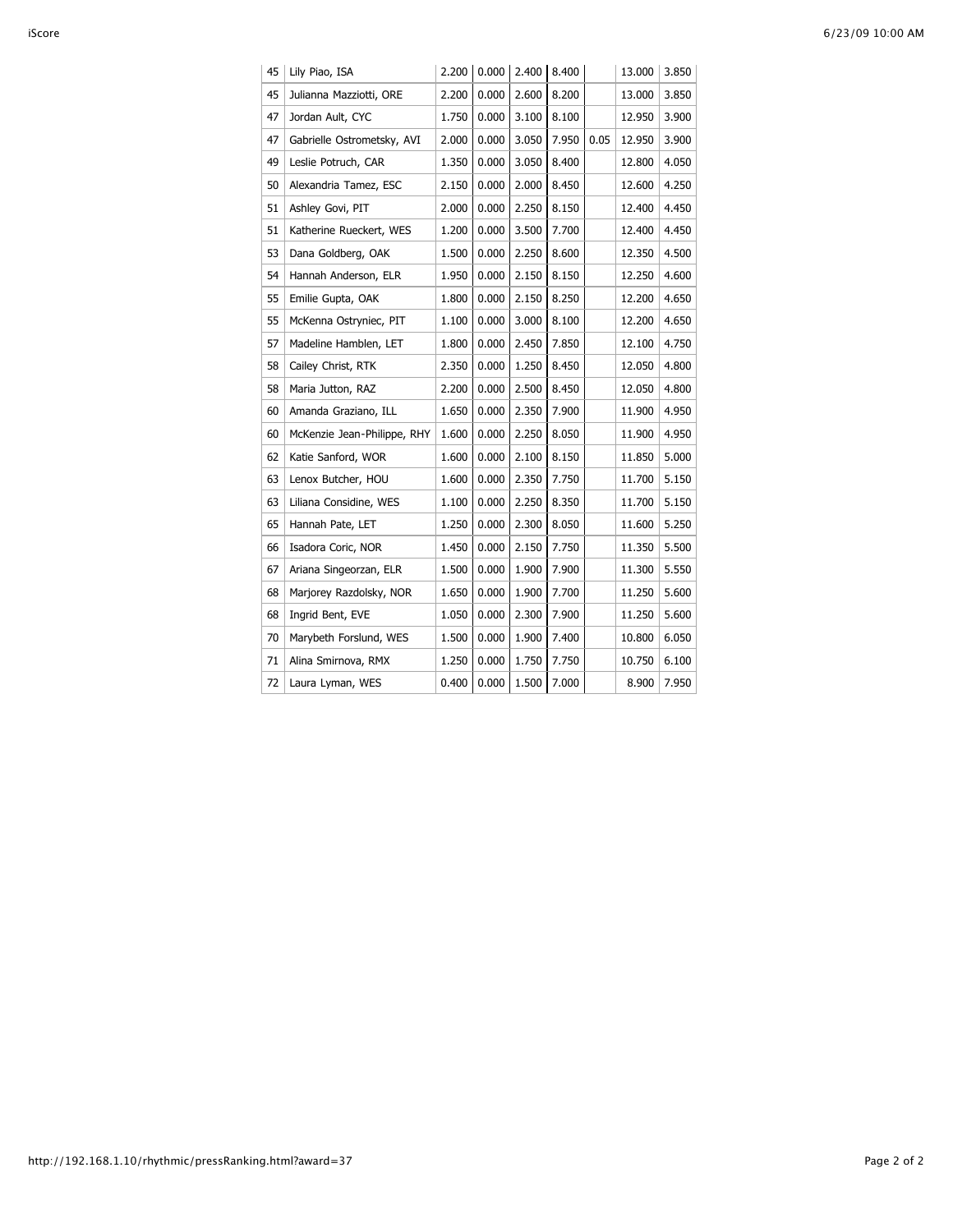| | | | | | | | | |
|---|---|---|---|---|---|---|---|---|
| 45 | Lily Piao, ISA | 2.200 | 0.000 | 2.400 | 8.400 | | 13.000 | 3.850 |
| 45 | Julianna Mazziotti, ORE | 2.200 | 0.000 | 2.600 | 8.200 | | 13.000 | 3.850 |
| 47 | Jordan Ault, CYC | 1.750 | 0.000 | 3.100 | 8.100 | | 12.950 | 3.900 |
| 47 | Gabrielle Ostrometsky, AVI | 2.000 | 0.000 | 3.050 | 7.950 | 0.05 | 12.950 | 3.900 |
| 49 | Leslie Potruch, CAR | 1.350 | 0.000 | 3.050 | 8.400 | | 12.800 | 4.050 |
| 50 | Alexandria Tamez, ESC | 2.150 | 0.000 | 2.000 | 8.450 | | 12.600 | 4.250 |
| 51 | Ashley Govi, PIT | 2.000 | 0.000 | 2.250 | 8.150 | | 12.400 | 4.450 |
| 51 | Katherine Rueckert, WES | 1.200 | 0.000 | 3.500 | 7.700 | | 12.400 | 4.450 |
| 53 | Dana Goldberg, OAK | 1.500 | 0.000 | 2.250 | 8.600 | | 12.350 | 4.500 |
| 54 | Hannah Anderson, ELR | 1.950 | 0.000 | 2.150 | 8.150 | | 12.250 | 4.600 |
| 55 | Emilie Gupta, OAK | 1.800 | 0.000 | 2.150 | 8.250 | | 12.200 | 4.650 |
| 55 | McKenna Ostryniec, PIT | 1.100 | 0.000 | 3.000 | 8.100 | | 12.200 | 4.650 |
| 57 | Madeline Hamblen, LET | 1.800 | 0.000 | 2.450 | 7.850 | | 12.100 | 4.750 |
| 58 | Cailey Christ, RTK | 2.350 | 0.000 | 1.250 | 8.450 | | 12.050 | 4.800 |
| 58 | Maria Jutton, RAZ | 2.200 | 0.000 | 2.500 | 8.450 | | 12.050 | 4.800 |
| 60 | Amanda Graziano, ILL | 1.650 | 0.000 | 2.350 | 7.900 | | 11.900 | 4.950 |
| 60 | McKenzie Jean-Philippe, RHY | 1.600 | 0.000 | 2.250 | 8.050 | | 11.900 | 4.950 |
| 62 | Katie Sanford, WOR | 1.600 | 0.000 | 2.100 | 8.150 | | 11.850 | 5.000 |
| 63 | Lenox Butcher, HOU | 1.600 | 0.000 | 2.350 | 7.750 | | 11.700 | 5.150 |
| 63 | Liliana Considine, WES | 1.100 | 0.000 | 2.250 | 8.350 | | 11.700 | 5.150 |
| 65 | Hannah Pate, LET | 1.250 | 0.000 | 2.300 | 8.050 | | 11.600 | 5.250 |
| 66 | Isadora Coric, NOR | 1.450 | 0.000 | 2.150 | 7.750 | | 11.350 | 5.500 |
| 67 | Ariana Singeorzan, ELR | 1.500 | 0.000 | 1.900 | 7.900 | | 11.300 | 5.550 |
| 68 | Marjorey Razdolsky, NOR | 1.650 | 0.000 | 1.900 | 7.700 | | 11.250 | 5.600 |
| 68 | Ingrid Bent, EVE | 1.050 | 0.000 | 2.300 | 7.900 | | 11.250 | 5.600 |
| 70 | Marybeth Forslund, WES | 1.500 | 0.000 | 1.900 | 7.400 | | 10.800 | 6.050 |
| 71 | Alina Smirnova, RMX | 1.250 | 0.000 | 1.750 | 7.750 | | 10.750 | 6.100 |
| 72 | Laura Lyman, WES | 0.400 | 0.000 | 1.500 | 7.000 | | 8.900 | 7.950 |